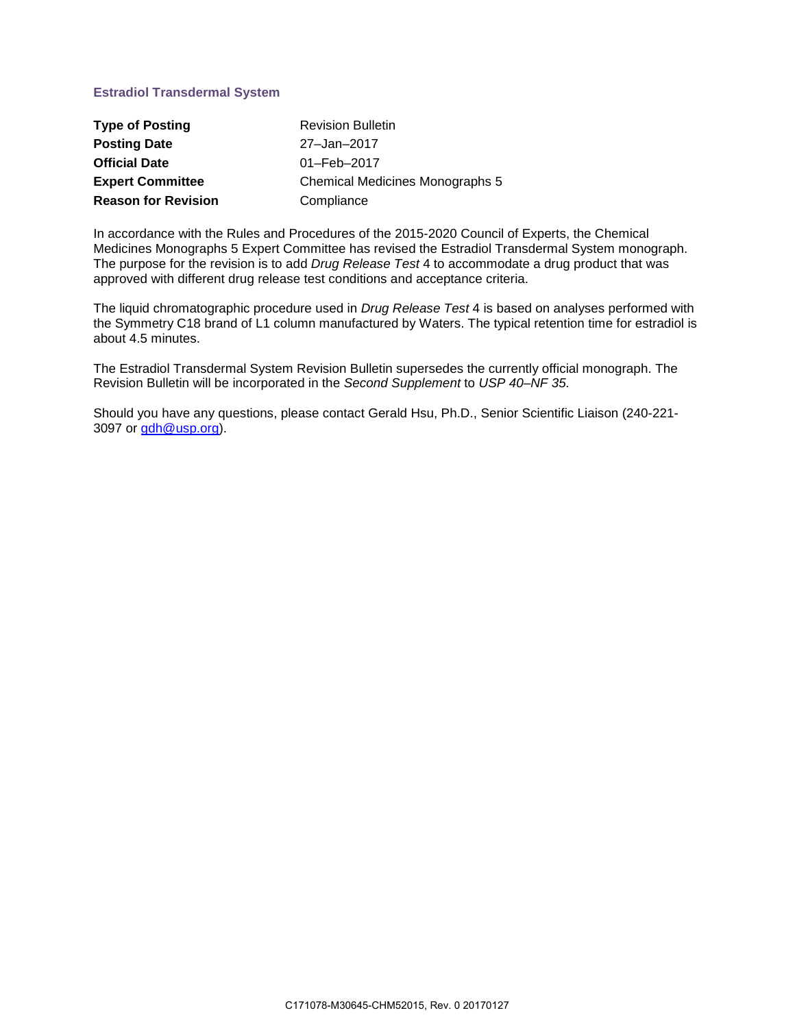## Estradiol Transdermal System

| | |
|---|---|
| **Type of Posting** | Revision Bulletin |
| **Posting Date** | 27–Jan–2017 |
| **Official Date** | 01–Feb–2017 |
| **Expert Committee** | Chemical Medicines Monographs 5 |
| **Reason for Revision** | Compliance |

In accordance with the Rules and Procedures of the 2015-2020 Council of Experts, the Chemical Medicines Monographs 5 Expert Committee has revised the Estradiol Transdermal System monograph. The purpose for the revision is to add *Drug Release Test* 4 to accommodate a drug product that was approved with different drug release test conditions and acceptance criteria.

The liquid chromatographic procedure used in *Drug Release Test* 4 is based on analyses performed with the Symmetry C18 brand of L1 column manufactured by Waters. The typical retention time for estradiol is about 4.5 minutes.

The Estradiol Transdermal System Revision Bulletin supersedes the currently official monograph. The Revision Bulletin will be incorporated in the *Second Supplement* to *USP 40–NF 35.*

Should you have any questions, please contact Gerald Hsu, Ph.D., Senior Scientific Liaison (240-221-3097 or gdh@usp.org).

C171078-M30645-CHM52015, Rev. 0 20170127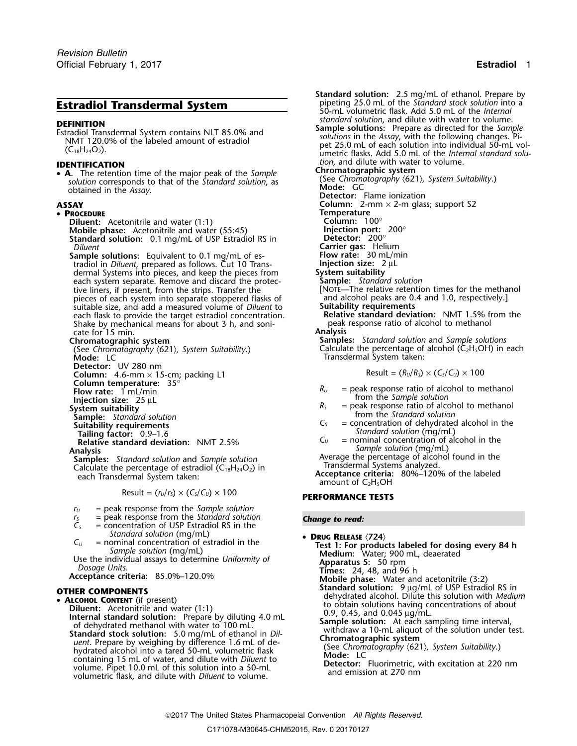# Estradiol Transdermal System

## DEFINITION

Estradiol Transdermal System contains NLT 85.0% and NMT 120.0% of the labeled amount of estradiol ($C_{18}H_{24}O_2$).

## IDENTIFICATION

- **A.** The retention time of the major peak of the *Sample solution* corresponds to that of the *Standard solution*, as obtained in the *Assay*.

## ASSAY

- **Procedure**

  **Diluent:** Acetonitrile and water (1:1)

  **Mobile phase:** Acetonitrile and water (55:45)

  **Standard solution:** 0.1 mg/mL of USP Estradiol RS in *Diluent*

  **Sample solutions:** Equivalent to 0.1 mg/mL of estradiol in *Diluent*, prepared as follows. Cut 10 Transdermal Systems into pieces, and keep the pieces from each system separate. Remove and discard the protective liners, if present, from the strips. Transfer the pieces of each system into separate stoppered flasks of suitable size, and add a measured volume of *Diluent* to each flask to provide the target estradiol concentration. Shake by mechanical means for about 3 h, and sonicate for 15 min.

  **Chromatographic system**

  (See *Chromatography* ⟨621⟩, *System Suitability*.)

  **Mode:** LC

  **Detector:** UV 280 nm

  **Column:** 4.6-mm × 15-cm; packing L1

  **Column temperature:** 35°

  **Flow rate:** 1 mL/min

  **Injection size:** 25 µL

  **System suitability**

  **Sample:** *Standard solution*

  **Suitability requirements**

  **Tailing factor:** 0.9–1.6

  **Relative standard deviation:** NMT 2.5%

  **Analysis**

  **Samples:** *Standard solution* and *Sample solution*

  Calculate the percentage of estradiol ($C_{18}H_{24}O_2$) in each Transdermal System taken:

$$\text{Result} = (r_U/r_S) \times (C_S/C_U) \times 100$$

  $r_U$ = peak response from the *Sample solution*

  $r_S$ = peak response from the *Standard solution*

  $C_S$ = concentration of USP Estradiol RS in the *Standard solution* (mg/mL)

  $C_U$ = nominal concentration of estradiol in the *Sample solution* (mg/mL)

  Use the individual assays to determine *Uniformity of Dosage Units*.

  **Acceptance criteria:** 85.0%–120.0%

## OTHER COMPONENTS

- **Alcohol Content** (if present)

  **Diluent:** Acetonitrile and water (1:1)

  **Internal standard solution:** Prepare by diluting 4.0 mL of dehydrated methanol with water to 100 mL.

  **Standard stock solution:** 5.0 mg/mL of ethanol in *Diluent*. Prepare by weighing by difference 1.6 mL of dehydrated alcohol into a tared 50-mL volumetric flask containing 15 mL of water, and dilute with *Diluent* to volume. Pipet 10.0 mL of this solution into a 50-mL volumetric flask, and dilute with *Diluent* to volume.

  **Standard solution:** 2.5 mg/mL of ethanol. Prepare by pipeting 25.0 mL of the *Standard stock solution* into a 50-mL volumetric flask. Add 5.0 mL of the *Internal standard solution*, and dilute with water to volume.

  **Sample solutions:** Prepare as directed for the *Sample solutions* in the *Assay*, with the following changes. Pipet 25.0 mL of each solution into individual 50-mL volumetric flasks. Add 5.0 mL of the *Internal standard solution*, and dilute with water to volume.

  **Chromatographic system**

  (See *Chromatography* ⟨621⟩, *System Suitability*.)

  **Mode:** GC

  **Detector:** Flame ionization

  **Column:** 2-mm × 2-m glass; support S2

  **Temperature**

  **Column:** 100°

  **Injection port:** 200°

  **Detector:** 200°

  **Carrier gas:** Helium

  **Flow rate:** 30 mL/min

  **Injection size:** 2 µL

  **System suitability**

  **Sample:** *Standard solution*

  [Note—The relative retention times for the methanol and alcohol peaks are 0.4 and 1.0, respectively.]

  **Suitability requirements**

  **Relative standard deviation:** NMT 1.5% from the peak response ratio of alcohol to methanol

  **Analysis**

  **Samples:** *Standard solution* and *Sample solutions*

  Calculate the percentage of alcohol ($C_2H_5OH$) in each Transdermal System taken:

$$\text{Result} = (R_U/R_S) \times (C_S/C_U) \times 100$$

  $R_U$ = peak response ratio of alcohol to methanol from the *Sample solution*

  $R_S$ = peak response ratio of alcohol to methanol from the *Standard solution*

  $C_S$ = concentration of dehydrated alcohol in the *Standard solution* (mg/mL)

  $C_U$ = nominal concentration of alcohol in the *Sample solution* (mg/mL)

  Average the percentage of alcohol found in the Transdermal Systems analyzed.

  **Acceptance criteria:** 80%–120% of the labeled amount of $C_2H_5OH$

## PERFORMANCE TESTS

***Change to read:***

- **Drug Release** ⟨724⟩

  **Test 1: For products labeled for dosing every 84 h**

  **Medium:** Water; 900 mL, deaerated

  **Apparatus 5:** 50 rpm

  **Times:** 24, 48, and 96 h

  **Mobile phase:** Water and acetonitrile (3:2)

  **Standard solution:** 9 µg/mL of USP Estradiol RS in dehydrated alcohol. Dilute this solution with *Medium* to obtain solutions having concentrations of about 0.9, 0.45, and 0.045 µg/mL.

  **Sample solution:** At each sampling time interval, withdraw a 10-mL aliquot of the solution under test.

  **Chromatographic system**

  (See *Chromatography* ⟨621⟩, *System Suitability*.)

  **Mode:** LC

  **Detector:** Fluorimetric, with excitation at 220 nm and emission at 270 nm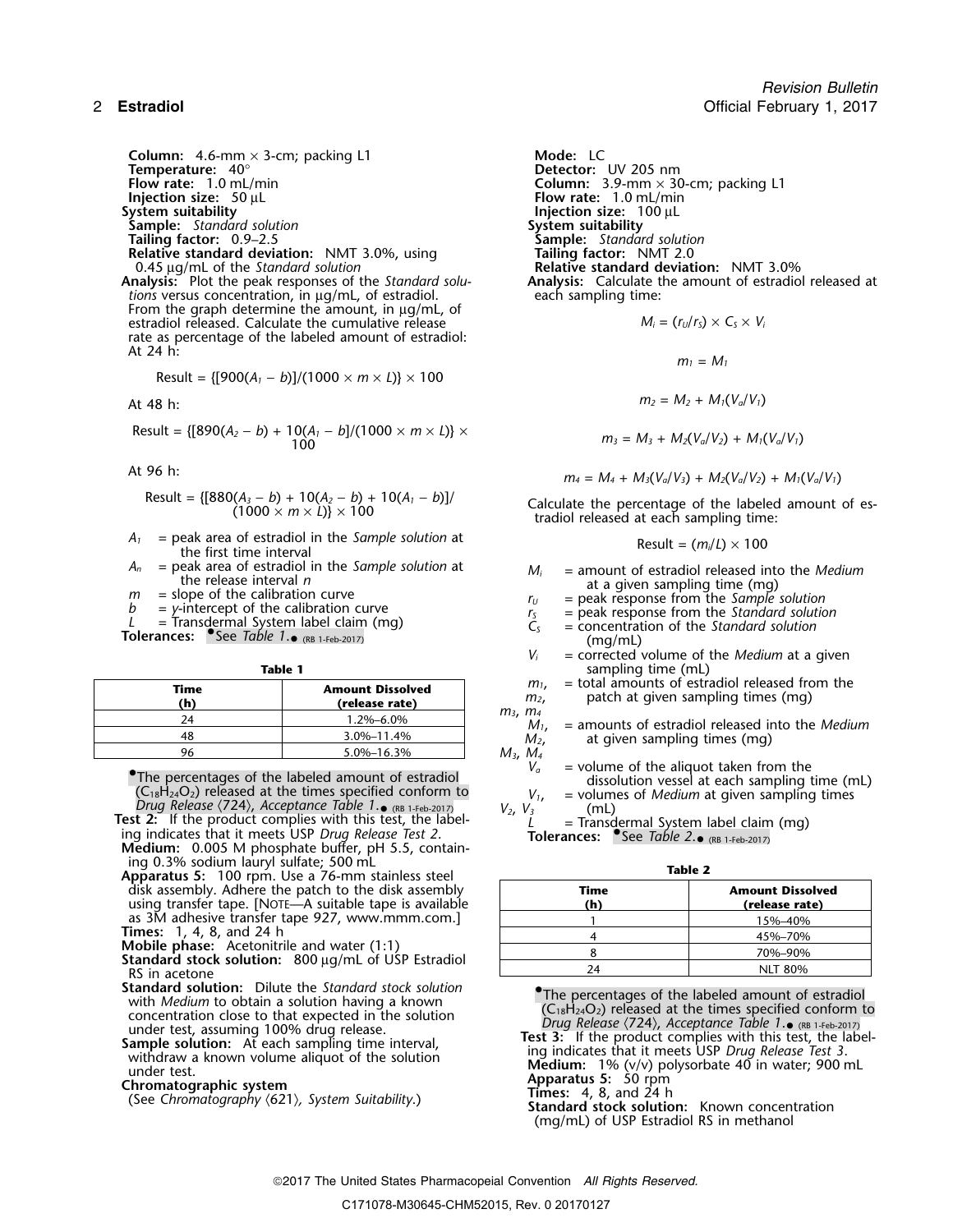**Column:** 4.6-mm × 3-cm; packing L1
**Temperature:** 40°
**Flow rate:** 1.0 mL/min
**Injection size:** 50 µL

**System suitability**

**Sample:** *Standard solution*
**Tailing factor:** 0.9–2.5
**Relative standard deviation:** NMT 3.0%, using 0.45 µg/mL of the *Standard solution*

**Analysis:** Plot the peak responses of the *Standard solutions* versus concentration, in µg/mL, of estradiol. From the graph determine the amount, in µg/mL, of estradiol released. Calculate the cumulative release rate as percentage of the labeled amount of estradiol:

At 24 h:

$$\text{Result} = \{[900(A_1 - b)]/(1000 \times m \times L)\} \times 100$$

At 48 h:

$$\text{Result} = \{[890(A_2 - b) + 10(A_1 - b]/(1000 \times m \times L)\} \times 100$$

At 96 h:

$$\text{Result} = \{[880(A_3 - b) + 10(A_2 - b) + 10(A_1 - b)]/(1000 \times m \times L)\} \times 100$$

$A_1$ = peak area of estradiol in the *Sample solution* at the first time interval
$A_n$ = peak area of estradiol in the *Sample solution* at the release interval $n$
$m$ = slope of the calibration curve
$b$ = $y$-intercept of the calibration curve
$L$ = Transdermal System label claim (mg)

**Tolerances:** •See *Table 1*.• (RB 1-Feb-2017)

**Table 1**

| Time (h) | Amount Dissolved (release rate) |
|---|---|
| 24 | 1.2%–6.0% |
| 48 | 3.0%–11.4% |
| 96 | 5.0%–16.3% |

•The percentages of the labeled amount of estradiol ($C_{18}H_{24}O_2$) released at the times specified conform to *Drug Release* ⟨724⟩, *Acceptance Table 1*.• (RB 1-Feb-2017)

**Test 2:** If the product complies with this test, the labeling indicates that it meets USP *Drug Release Test 2*.

**Medium:** 0.005 M phosphate buffer, pH 5.5, containing 0.3% sodium lauryl sulfate; 500 mL
**Apparatus 5:** 100 rpm. Use a 76-mm stainless steel disk assembly. Adhere the patch to the disk assembly using transfer tape. [NOTE—A suitable tape is available as 3M adhesive transfer tape 927, www.mmm.com.]
**Times:** 1, 4, 8, and 24 h
**Mobile phase:** Acetonitrile and water (1:1)
**Standard stock solution:** 800 µg/mL of USP Estradiol RS in acetone
**Standard solution:** Dilute the *Standard stock solution* with *Medium* to obtain a solution having a known concentration close to that expected in the solution under test, assuming 100% drug release.
**Sample solution:** At each sampling time interval, withdraw a known volume aliquot of the solution under test.

**Chromatographic system**
(See *Chromatography* ⟨621⟩, *System Suitability*.)
**Mode:** LC
**Detector:** UV 205 nm
**Column:** 3.9-mm × 30-cm; packing L1
**Flow rate:** 1.0 mL/min
**Injection size:** 100 µL

**System suitability**

**Sample:** *Standard solution*
**Tailing factor:** NMT 2.0
**Relative standard deviation:** NMT 3.0%

**Analysis:** Calculate the amount of estradiol released at each sampling time:

$$M_i = (r_U/r_S) \times C_S \times V_i$$

$$m_1 = M_1$$

$$m_2 = M_2 + M_1(V_a/V_1)$$

$$m_3 = M_3 + M_2(V_a/V_2) + M_1(V_a/V_1)$$

$$m_4 = M_4 + M_3(V_a/V_3) + M_2(V_a/V_2) + M_1(V_a/V_1)$$

Calculate the percentage of the labeled amount of estradiol released at each sampling time:

$$\text{Result} = (m_i/L) \times 100$$

$M_i$ = amount of estradiol released into the *Medium* at a given sampling time (mg)
$r_U$ = peak response from the *Sample solution*
$r_S$ = peak response from the *Standard solution*
$C_S$ = concentration of the *Standard solution* (mg/mL)
$V_i$ = corrected volume of the *Medium* at a given sampling time (mL)
$m_1$, $m_2$, $m_3$, $m_4$ = total amounts of estradiol released from the patch at given sampling times (mg)
$M_1$, $M_2$, $M_3$, $M_4$ = amounts of estradiol released into the *Medium* at given sampling times (mg)
$V_a$ = volume of the aliquot taken from the dissolution vessel at each sampling time (mL)
$V_1$, $V_2$, $V_3$ = volumes of *Medium* at given sampling times (mL)
$L$ = Transdermal System label claim (mg)

**Tolerances:** •See *Table 2*.• (RB 1-Feb-2017)

**Table 2**

| Time (h) | Amount Dissolved (release rate) |
|---|---|
| 1 | 15%–40% |
| 4 | 45%–70% |
| 8 | 70%–90% |
| 24 | NLT 80% |

•The percentages of the labeled amount of estradiol ($C_{18}H_{24}O_2$) released at the times specified conform to *Drug Release* ⟨724⟩, *Acceptance Table 1*.• (RB 1-Feb-2017)

**Test 3:** If the product complies with this test, the labeling indicates that it meets USP *Drug Release Test 3*.

**Medium:** 1% (v/v) polysorbate 40 in water; 900 mL
**Apparatus 5:** 50 rpm
**Times:** 4, 8, and 24 h
**Standard stock solution:** Known concentration (mg/mL) of USP Estradiol RS in methanol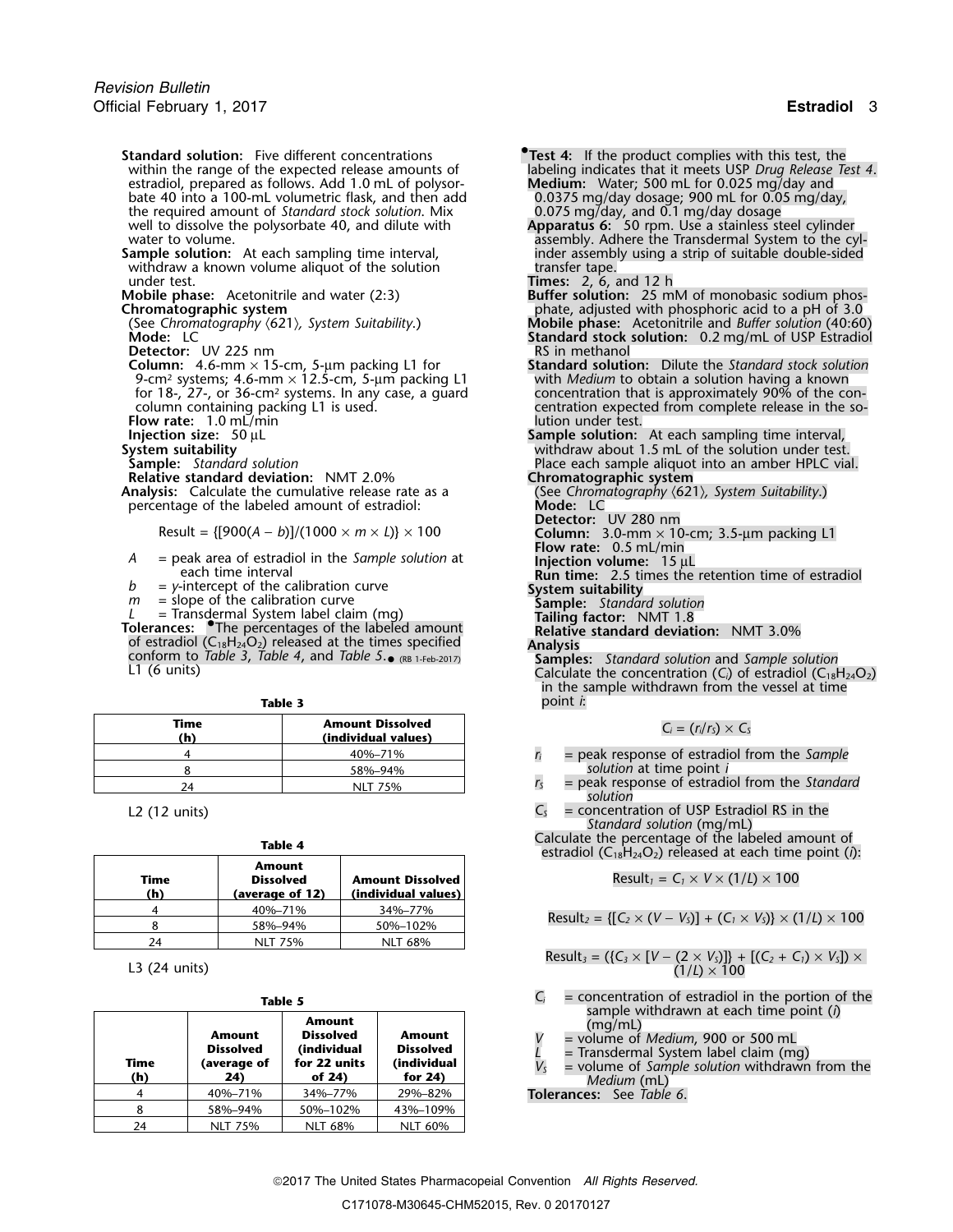**Standard solution:** Five different concentrations within the range of the expected release amounts of estradiol, prepared as follows. Add 1.0 mL of polysorbate 40 into a 100-mL volumetric flask, and then add the required amount of *Standard stock solution*. Mix well to dissolve the polysorbate 40, and dilute with water to volume.

**Sample solution:** At each sampling time interval, withdraw a known volume aliquot of the solution under test.

**Mobile phase:** Acetonitrile and water (2:3)

**Chromatographic system**

(See *Chromatography* ⟨621⟩*, System Suitability*.)

**Mode:** LC

**Detector:** UV 225 nm

**Column:** 4.6-mm × 15-cm, 5-µm packing L1 for 9-cm² systems; 4.6-mm × 12.5-cm, 5-µm packing L1 for 18-, 27-, or 36-cm² systems. In any case, a guard column containing packing L1 is used.

**Flow rate:** 1.0 mL/min

**Injection size:** 50 µL

**System suitability**

**Sample:** *Standard solution*

**Relative standard deviation:** NMT 2.0%

**Analysis:** Calculate the cumulative release rate as a percentage of the labeled amount of estradiol:

$$\text{Result} = \{[900(A - b)]/(1000 \times m \times L)\} \times 100$$

$A$ = peak area of estradiol in the *Sample solution* at each time interval
$b$ = *y*-intercept of the calibration curve
$m$ = slope of the calibration curve
$L$ = Transdermal System label claim (mg)

**Tolerances:** •The percentages of the labeled amount of estradiol ($C_{18}H_{24}O_2$) released at the times specified conform to *Table 3*, *Table 4*, and *Table 5*.• (RB 1-Feb-2017)

L1 (6 units)

**Table 3**

| Time (h) | Amount Dissolved (individual values) |
|---|---|
| 4 | 40%–71% |
| 8 | 58%–94% |
| 24 | NLT 75% |

L2 (12 units)

**Table 4**

| Time (h) | Amount Dissolved (average of 12) | Amount Dissolved (individual values) |
|---|---|---|
| 4 | 40%–71% | 34%–77% |
| 8 | 58%–94% | 50%–102% |
| 24 | NLT 75% | NLT 68% |

L3 (24 units)

**Table 5**

| Time (h) | Amount Dissolved (average of 24) | Amount Dissolved (individual for 22 units of 24) | Amount Dissolved (individual for 24) |
|---|---|---|---|
| 4 | 40%–71% | 34%–77% | 29%–82% |
| 8 | 58%–94% | 50%–102% | 43%–109% |
| 24 | NLT 75% | NLT 68% | NLT 60% |

•**Test 4:** If the product complies with this test, the labeling indicates that it meets USP *Drug Release Test 4*.

**Medium:** Water; 500 mL for 0.025 mg/day and 0.0375 mg/day dosage; 900 mL for 0.05 mg/day, 0.075 mg/day, and 0.1 mg/day dosage

**Apparatus 6:** 50 rpm. Use a stainless steel cylinder assembly. Adhere the Transdermal System to the cylinder assembly using a strip of suitable double-sided transfer tape.

**Times:** 2, 6, and 12 h

**Buffer solution:** 25 mM of monobasic sodium phosphate, adjusted with phosphoric acid to a pH of 3.0

**Mobile phase:** Acetonitrile and *Buffer solution* (40:60)

**Standard stock solution:** 0.2 mg/mL of USP Estradiol RS in methanol

**Standard solution:** Dilute the *Standard stock solution* with *Medium* to obtain a solution having a known concentration that is approximately 90% of the concentration expected from complete release in the solution under test.

**Sample solution:** At each sampling time interval, withdraw about 1.5 mL of the solution under test. Place each sample aliquot into an amber HPLC vial.

**Chromatographic system**

(See *Chromatography* ⟨621⟩*, System Suitability*.)

**Mode:** LC

**Detector:** UV 280 nm

**Column:** 3.0-mm × 10-cm; 3.5-µm packing L1

**Flow rate:** 0.5 mL/min

**Injection volume:** 15 µL

**Run time:** 2.5 times the retention time of estradiol

**System suitability**

**Sample:** *Standard solution*

**Tailing factor:** NMT 1.8

**Relative standard deviation:** NMT 3.0%

**Analysis**

**Samples:** *Standard solution* and *Sample solution*

Calculate the concentration ($C_i$) of estradiol ($C_{18}H_{24}O_2$) in the sample withdrawn from the vessel at time point *i*:

$$C_i = (r_i/r_S) \times C_S$$

$r_i$ = peak response of estradiol from the *Sample solution* at time point *i*
$r_S$ = peak response of estradiol from the *Standard solution*
$C_S$ = concentration of USP Estradiol RS in the *Standard solution* (mg/mL)

Calculate the percentage of the labeled amount of estradiol ($C_{18}H_{24}O_2$) released at each time point (*i*):

$$\text{Result}_1 = C_1 \times V \times (1/L) \times 100$$

$$\text{Result}_2 = \{[C_2 \times (V - V_S)] + (C_1 \times V_S)\} \times (1/L) \times 100$$

$$\text{Result}_3 = (\{C_3 \times [V - (2 \times V_S)]\} + [(C_2 + C_1) \times V_S]) \times (1/L) \times 100$$

$C_i$ = concentration of estradiol in the portion of the sample withdrawn at each time point (*i*) (mg/mL)
$V$ = volume of *Medium*, 900 or 500 mL
$L$ = Transdermal System label claim (mg)
$V_S$ = volume of *Sample solution* withdrawn from the *Medium* (mL)

**Tolerances:** See *Table 6*.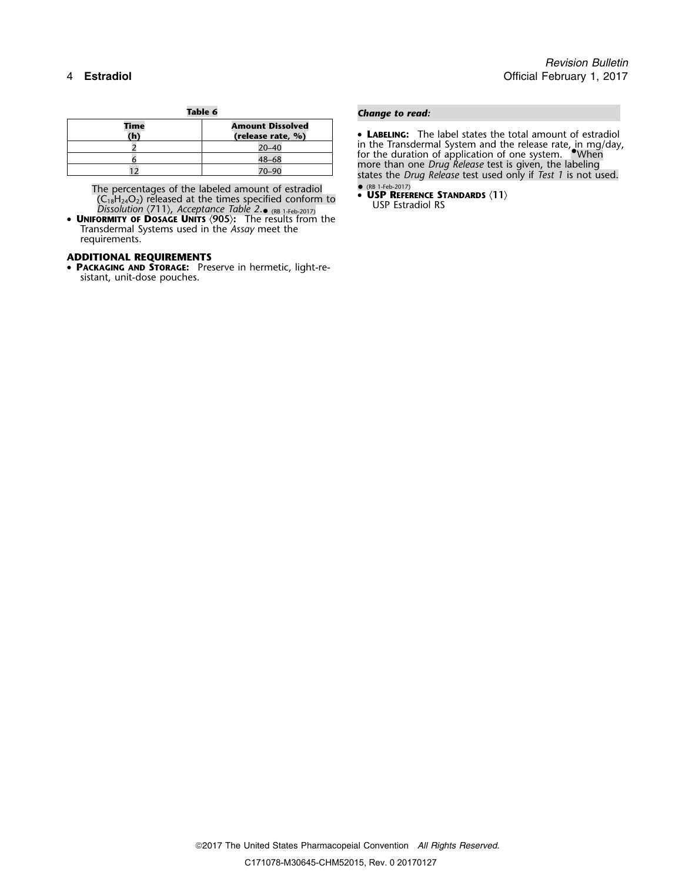**Table 6**

| Time (h) | Amount Dissolved (release rate, %) |
|---|---|
| 2 | 20–40 |
| 6 | 48–68 |
| 12 | 70–90 |

The percentages of the labeled amount of estradiol ($C_{18}H_{24}O_2$) released at the times specified conform to *Dissolution* ⟨711⟩, *Acceptance Table 2*.● (RB 1-Feb-2017)

- **Uniformity of Dosage Units** ⟨905⟩: The results from the Transdermal Systems used in the *Assay* meet the requirements.

## ADDITIONAL REQUIREMENTS

- **Packaging and Storage:** Preserve in hermetic, light-resistant, unit-dose pouches.

***Change to read:***

- **Labeling:** The label states the total amount of estradiol in the Transdermal System and the release rate, in mg/day, for the duration of application of one system. ●When more than one *Drug Release* test is given, the labeling states the *Drug Release* test used only if *Test 1* is not used.
● (RB 1-Feb-2017)
- **USP Reference Standards** ⟨11⟩
USP Estradiol RS

©2017 The United States Pharmacopeial Convention *All Rights Reserved.*

C171078-M30645-CHM52015, Rev. 0 20170127